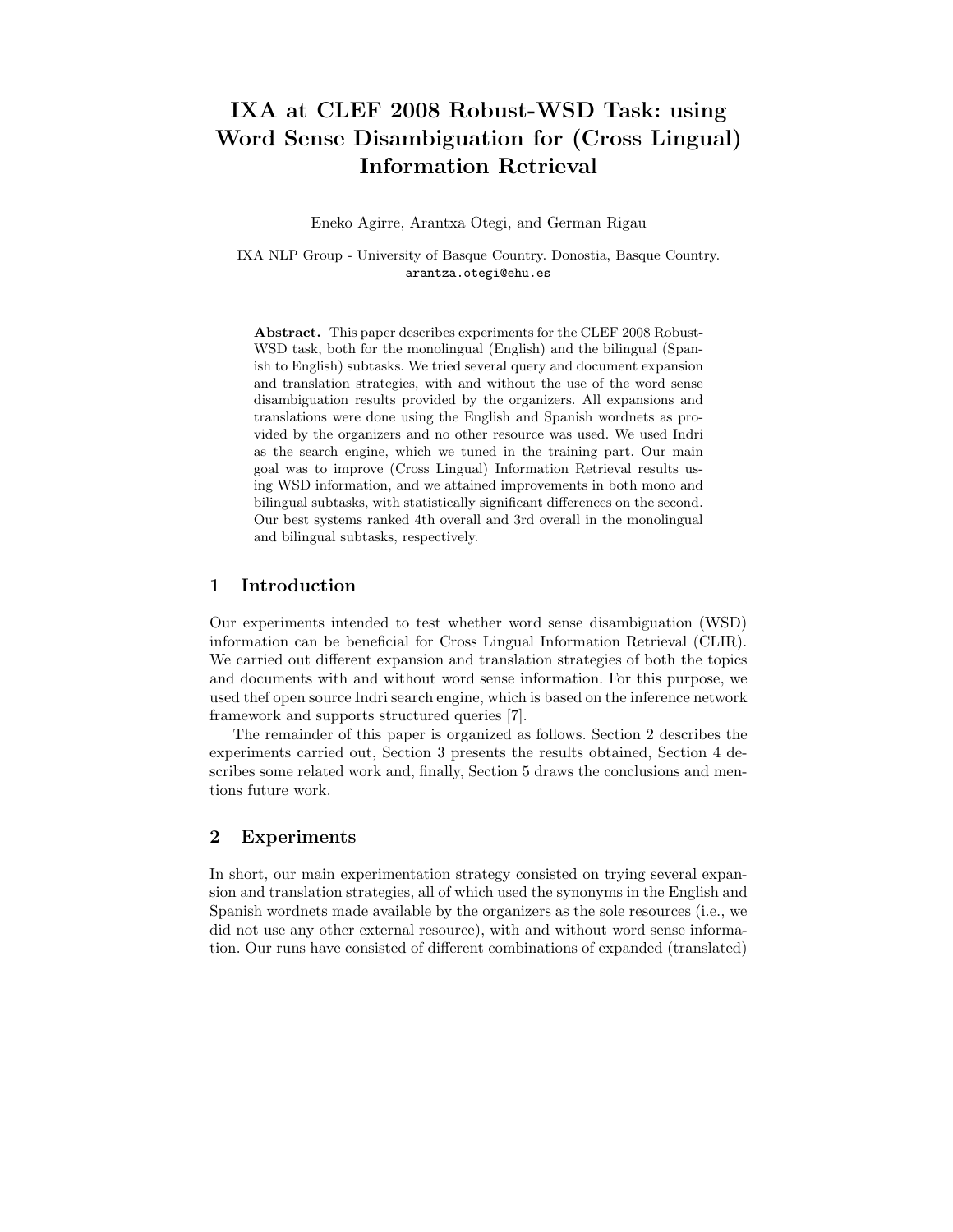# IXA at CLEF 2008 Robust-WSD Task: using Word Sense Disambiguation for (Cross Lingual) Information Retrieval

Eneko Agirre, Arantxa Otegi, and German Rigau

IXA NLP Group - University of Basque Country. Donostia, Basque Country.
arantza.otegi@ehu.es

**Abstract.** This paper describes experiments for the CLEF 2008 Robust-WSD task, both for the monolingual (English) and the bilingual (Spanish to English) subtasks. We tried several query and document expansion and translation strategies, with and without the use of the word sense disambiguation results provided by the organizers. All expansions and translations were done using the English and Spanish wordnets as provided by the organizers and no other resource was used. We used Indri as the search engine, which we tuned in the training part. Our main goal was to improve (Cross Lingual) Information Retrieval results using WSD information, and we attained improvements in both mono and bilingual subtasks, with statistically significant differences on the second. Our best systems ranked 4th overall and 3rd overall in the monolingual and bilingual subtasks, respectively.

## 1 Introduction

Our experiments intended to test whether word sense disambiguation (WSD) information can be beneficial for Cross Lingual Information Retrieval (CLIR). We carried out different expansion and translation strategies of both the topics and documents with and without word sense information. For this purpose, we used thef open source Indri search engine, which is based on the inference network framework and supports structured queries [7].

The remainder of this paper is organized as follows. Section 2 describes the experiments carried out, Section 3 presents the results obtained, Section 4 describes some related work and, finally, Section 5 draws the conclusions and mentions future work.

## 2 Experiments

In short, our main experimentation strategy consisted on trying several expansion and translation strategies, all of which used the synonyms in the English and Spanish wordnets made available by the organizers as the sole resources (i.e., we did not use any other external resource), with and without word sense information. Our runs have consisted of different combinations of expanded (translated)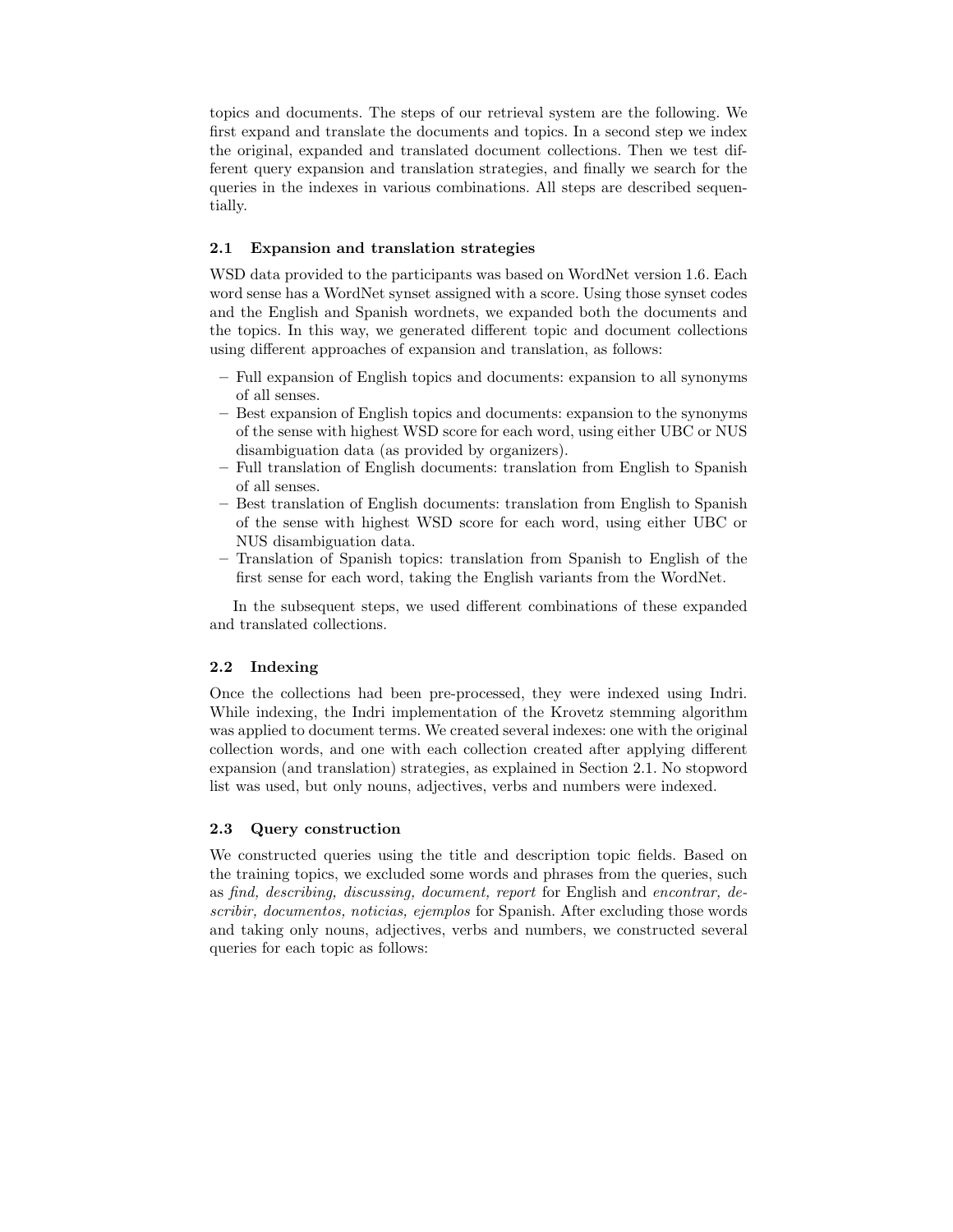topics and documents. The steps of our retrieval system are the following. We first expand and translate the documents and topics. In a second step we index the original, expanded and translated document collections. Then we test different query expansion and translation strategies, and finally we search for the queries in the indexes in various combinations. All steps are described sequentially.

### 2.1 Expansion and translation strategies

WSD data provided to the participants was based on WordNet version 1.6. Each word sense has a WordNet synset assigned with a score. Using those synset codes and the English and Spanish wordnets, we expanded both the documents and the topics. In this way, we generated different topic and document collections using different approaches of expansion and translation, as follows:

- Full expansion of English topics and documents: expansion to all synonyms of all senses.
- Best expansion of English topics and documents: expansion to the synonyms of the sense with highest WSD score for each word, using either UBC or NUS disambiguation data (as provided by organizers).
- Full translation of English documents: translation from English to Spanish of all senses.
- Best translation of English documents: translation from English to Spanish of the sense with highest WSD score for each word, using either UBC or NUS disambiguation data.
- Translation of Spanish topics: translation from Spanish to English of the first sense for each word, taking the English variants from the WordNet.

In the subsequent steps, we used different combinations of these expanded and translated collections.

### 2.2 Indexing

Once the collections had been pre-processed, they were indexed using Indri. While indexing, the Indri implementation of the Krovetz stemming algorithm was applied to document terms. We created several indexes: one with the original collection words, and one with each collection created after applying different expansion (and translation) strategies, as explained in Section 2.1. No stopword list was used, but only nouns, adjectives, verbs and numbers were indexed.

### 2.3 Query construction

We constructed queries using the title and description topic fields. Based on the training topics, we excluded some words and phrases from the queries, such as *find, describing, discussing, document, report* for English and *encontrar, describir, documentos, noticias, ejemplos* for Spanish. After excluding those words and taking only nouns, adjectives, verbs and numbers, we constructed several queries for each topic as follows: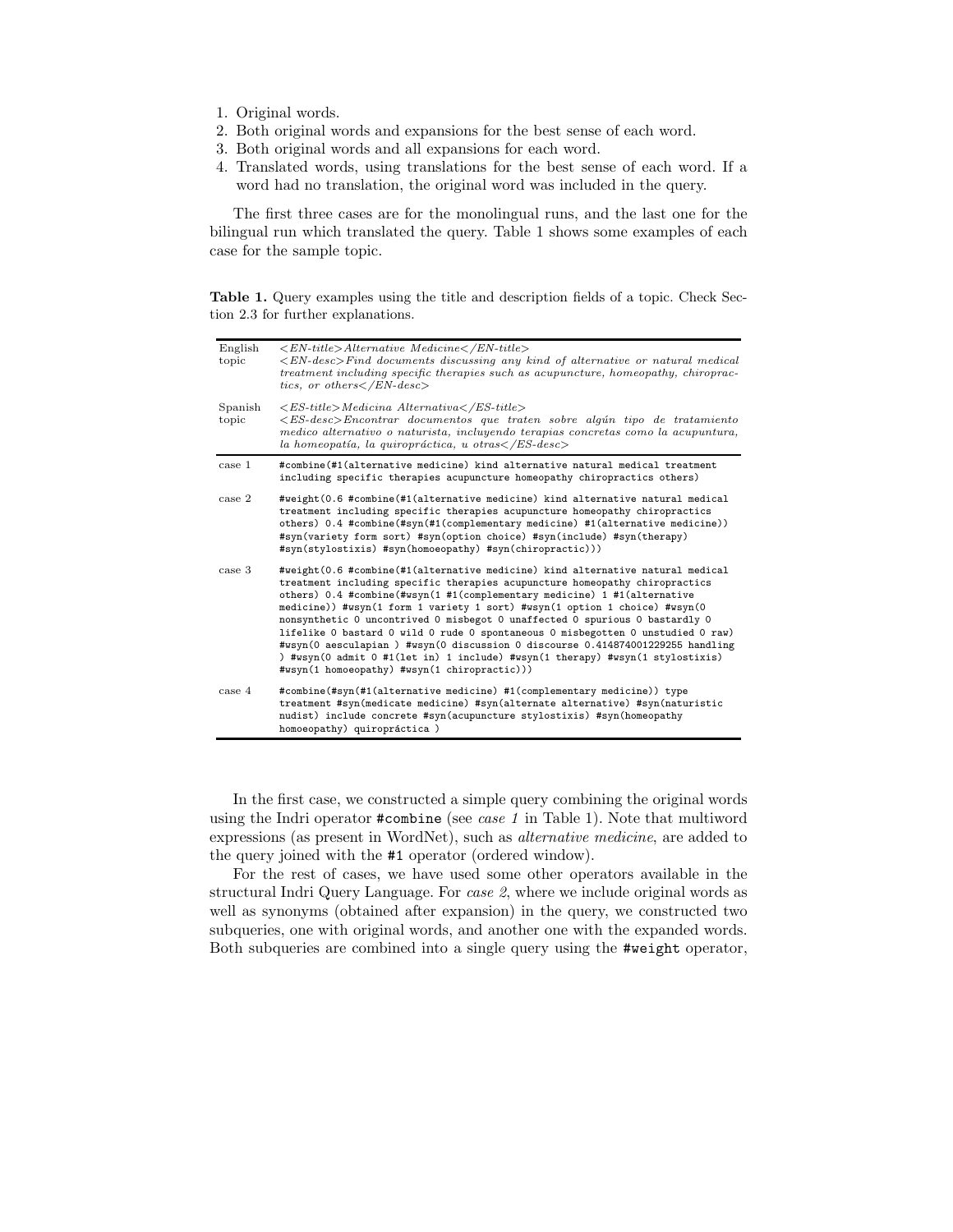1. Original words.
2. Both original words and expansions for the best sense of each word.
3. Both original words and all expansions for each word.
4. Translated words, using translations for the best sense of each word. If a word had no translation, the original word was included in the query.

The first three cases are for the monolingual runs, and the last one for the bilingual run which translated the query. Table 1 shows some examples of each case for the sample topic.

**Table 1.** Query examples using the title and description fields of a topic. Check Section 2.3 for further explanations.

| | |
|---|---|
| English topic | *<EN-title>Alternative Medicine</EN-title> <EN-desc>Find documents discussing any kind of alternative or natural medical treatment including specific therapies such as acupuncture, homeopathy, chiropractics, or others</EN-desc>* |
| Spanish topic | *<ES-title>Medicina Alternativa</ES-title> <ES-desc>Encontrar documentos que traten sobre algún tipo de tratamiento medico alternativo o naturista, incluyendo terapias concretas como la acupuntura, la homeopatía, la quiropráctica, u otras</ES-desc>* |
| case 1 | `#combine(#1(alternative medicine) kind alternative natural medical treatment including specific therapies acupuncture homeopathy chiropractics others)` |
| case 2 | `#weight(0.6 #combine(#1(alternative medicine) kind alternative natural medical treatment including specific therapies acupuncture homeopathy chiropractics others) 0.4 #combine(#syn(#1(complementary medicine) #1(alternative medicine)) #syn(variety form sort) #syn(option choice) #syn(include) #syn(therapy) #syn(stylostixis) #syn(homoeopathy) #syn(chiropractic)))` |
| case 3 | `#weight(0.6 #combine(#1(alternative medicine) kind alternative natural medical treatment including specific therapies acupuncture homeopathy chiropractics others) 0.4 #combine(#wsyn(1 #1(complementary medicine) 1 #1(alternative medicine)) #wsyn(1 form 1 variety 1 sort) #wsyn(1 option 1 choice) #wsyn(0 nonsynthetic 0 uncontrived 0 misbegot 0 unaffected 0 spurious 0 bastardly 0 lifelike 0 bastard 0 wild 0 rude 0 spontaneous 0 misbegotten 0 unstudied 0 raw) #wsyn(0 aesculapian ) #wsyn(0 discussion 0 discourse 0.414874001229255 handling ) #wsyn(0 admit 0 #1(let in) 1 include) #wsyn(1 therapy) #wsyn(1 stylostixis) #wsyn(1 homoeopathy) #wsyn(1 chiropractic)))` |
| case 4 | `#combine(#syn(#1(alternative medicine) #1(complementary medicine)) type treatment #syn(medicate medicine) #syn(alternate alternative) #syn(naturistic nudist) include concrete #syn(acupuncture stylostixis) #syn(homeopathy homoeopathy) quiropráctica )` |

In the first case, we constructed a simple query combining the original words using the Indri operator `#combine` (see *case 1* in Table 1). Note that multiword expressions (as present in WordNet), such as *alternative medicine*, are added to the query joined with the `#1` operator (ordered window).

For the rest of cases, we have used some other operators available in the structural Indri Query Language. For *case 2*, where we include original words as well as synonyms (obtained after expansion) in the query, we constructed two subqueries, one with original words, and another one with the expanded words. Both subqueries are combined into a single query using the `#weight` operator,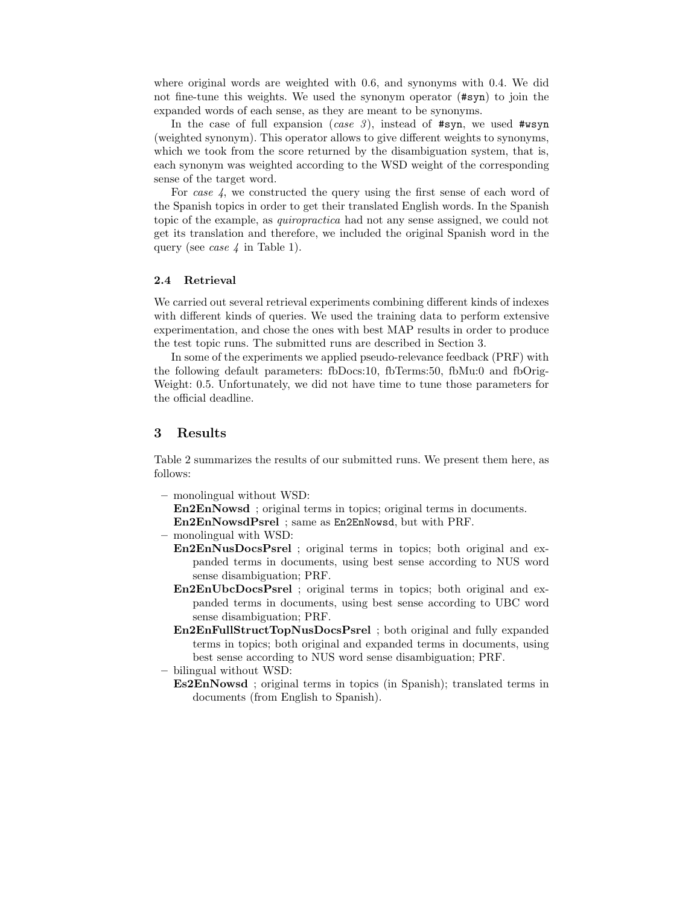where original words are weighted with 0.6, and synonyms with 0.4. We did not fine-tune this weights. We used the synonym operator (`#syn`) to join the expanded words of each sense, as they are meant to be synonyms.

In the case of full expansion (*case 3*), instead of `#syn`, we used `#wsyn` (weighted synonym). This operator allows to give different weights to synonyms, which we took from the score returned by the disambiguation system, that is, each synonym was weighted according to the WSD weight of the corresponding sense of the target word.

For *case 4*, we constructed the query using the first sense of each word of the Spanish topics in order to get their translated English words. In the Spanish topic of the example, as *quiropractica* had not any sense assigned, we could not get its translation and therefore, we included the original Spanish word in the query (see *case 4* in Table 1).

### 2.4 Retrieval

We carried out several retrieval experiments combining different kinds of indexes with different kinds of queries. We used the training data to perform extensive experimentation, and chose the ones with best MAP results in order to produce the test topic runs. The submitted runs are described in Section 3.

In some of the experiments we applied pseudo-relevance feedback (PRF) with the following default parameters: fbDocs:10, fbTerms:50, fbMu:0 and fbOrigWeight: 0.5. Unfortunately, we did not have time to tune those parameters for the official deadline.

## 3 Results

Table 2 summarizes the results of our submitted runs. We present them here, as follows:

- monolingual without WSD:
  **En2EnNowsd** ; original terms in topics; original terms in documents.
  **En2EnNowsdPsrel** ; same as `En2EnNowsd`, but with PRF.
- monolingual with WSD:
  **En2EnNusDocsPsrel** ; original terms in topics; both original and expanded terms in documents, using best sense according to NUS word sense disambiguation; PRF.
  **En2EnUbcDocsPsrel** ; original terms in topics; both original and expanded terms in documents, using best sense according to UBC word sense disambiguation; PRF.
  **En2EnFullStructTopNusDocsPsrel** ; both original and fully expanded terms in topics; both original and expanded terms in documents, using best sense according to NUS word sense disambiguation; PRF.
- bilingual without WSD:
  **Es2EnNowsd** ; original terms in topics (in Spanish); translated terms in documents (from English to Spanish).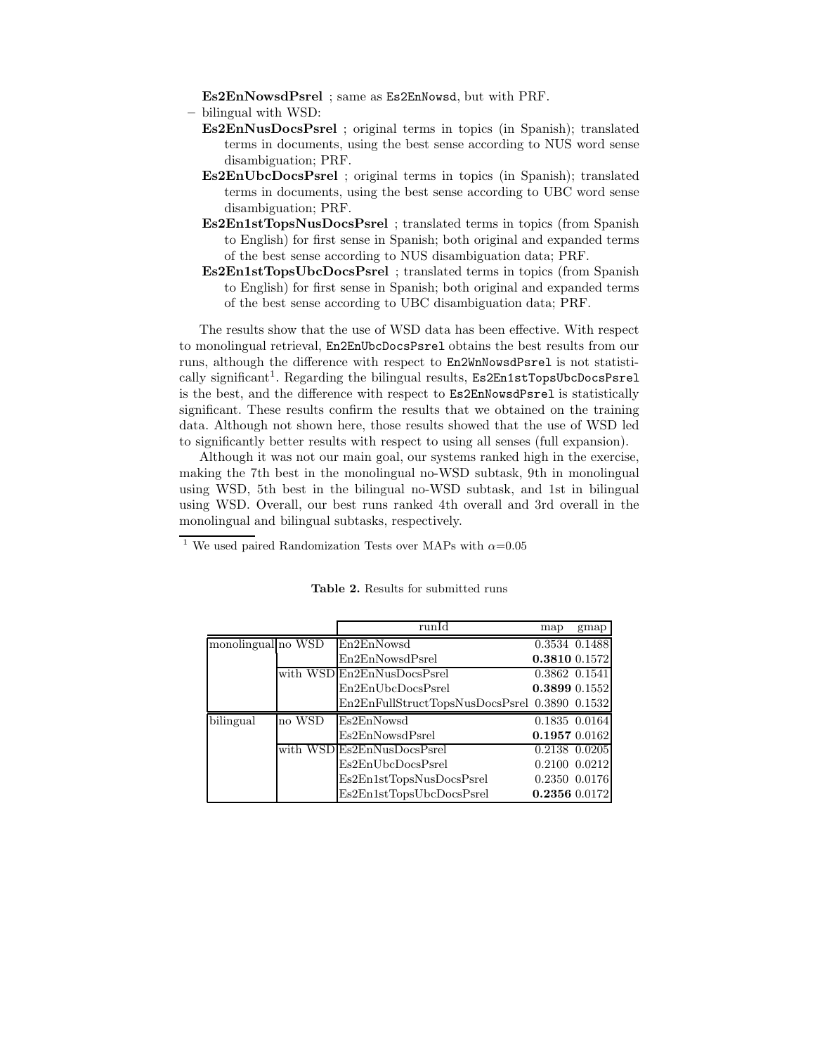**Es2EnNowsdPsrel** ; same as `Es2EnNowsd`, but with PRF.

– bilingual with WSD:

**Es2EnNusDocsPsrel** ; original terms in topics (in Spanish); translated terms in documents, using the best sense according to NUS word sense disambiguation; PRF.

**Es2EnUbcDocsPsrel** ; original terms in topics (in Spanish); translated terms in documents, using the best sense according to UBC word sense disambiguation; PRF.

**Es2En1stTopsNusDocsPsrel** ; translated terms in topics (from Spanish to English) for first sense in Spanish; both original and expanded terms of the best sense according to NUS disambiguation data; PRF.

**Es2En1stTopsUbcDocsPsrel** ; translated terms in topics (from Spanish to English) for first sense in Spanish; both original and expanded terms of the best sense according to UBC disambiguation data; PRF.

The results show that the use of WSD data has been effective. With respect to monolingual retrieval, `En2EnUbcDocsPsrel` obtains the best results from our runs, although the difference with respect to `En2WnNowsdPsrel` is not statistically significant[1]. Regarding the bilingual results, `Es2En1stTopsUbcDocsPsrel` is the best, and the difference with respect to `Es2EnNowsdPsrel` is statistically significant. These results confirm the results that we obtained on the training data. Although not shown here, those results showed that the use of WSD led to significantly better results with respect to using all senses (full expansion).

Although it was not our main goal, our systems ranked high in the exercise, making the 7th best in the monolingual no-WSD subtask, 9th in monolingual using WSD, 5th best in the bilingual no-WSD subtask, and 1st in bilingual using WSD. Overall, our best runs ranked 4th overall and 3rd overall in the monolingual and bilingual subtasks, respectively.

[1] We used paired Randomization Tests over MAPs with $\alpha$=0.05

**Table 2.** Results for submitted runs

| | | runId | map | gmap |
|---|---|---|---|---|
| monolingual | no WSD | En2EnNowsd | 0.3534 | 0.1488 |
| | | En2EnNowsdPsrel | **0.3810** | 0.1572 |
| | with WSD | En2EnNusDocsPsrel | 0.3862 | 0.1541 |
| | | En2EnUbcDocsPsrel | **0.3899** | 0.1552 |
| | | En2EnFullStructTopsNusDocsPsrel | 0.3890 | 0.1532 |
| bilingual | no WSD | Es2EnNowsd | 0.1835 | 0.0164 |
| | | Es2EnNowsdPsrel | **0.1957** | 0.0162 |
| | with WSD | Es2EnNusDocsPsrel | 0.2138 | 0.0205 |
| | | Es2EnUbcDocsPsrel | 0.2100 | 0.0212 |
| | | Es2En1stTopsNusDocsPsrel | 0.2350 | 0.0176 |
| | | Es2En1stTopsUbcDocsPsrel | **0.2356** | 0.0172 |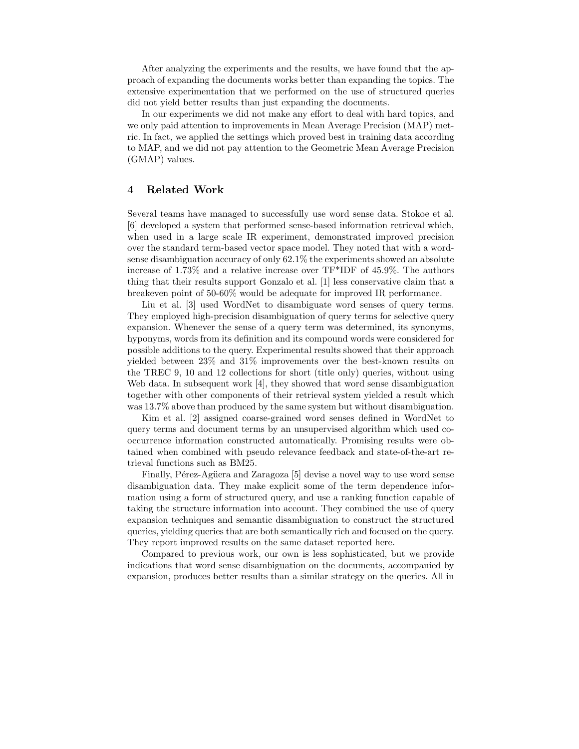After analyzing the experiments and the results, we have found that the approach of expanding the documents works better than expanding the topics. The extensive experimentation that we performed on the use of structured queries did not yield better results than just expanding the documents.

In our experiments we did not make any effort to deal with hard topics, and we only paid attention to improvements in Mean Average Precision (MAP) metric. In fact, we applied the settings which proved best in training data according to MAP, and we did not pay attention to the Geometric Mean Average Precision (GMAP) values.

## 4 Related Work

Several teams have managed to successfully use word sense data. Stokoe et al. [6] developed a system that performed sense-based information retrieval which, when used in a large scale IR experiment, demonstrated improved precision over the standard term-based vector space model. They noted that with a word-sense disambiguation accuracy of only 62.1% the experiments showed an absolute increase of 1.73% and a relative increase over TF*IDF of 45.9%. The authors thing that their results support Gonzalo et al. [1] less conservative claim that a breakeven point of 50-60% would be adequate for improved IR performance.

Liu et al. [3] used WordNet to disambiguate word senses of query terms. They employed high-precision disambiguation of query terms for selective query expansion. Whenever the sense of a query term was determined, its synonyms, hyponyms, words from its definition and its compound words were considered for possible additions to the query. Experimental results showed that their approach yielded between 23% and 31% improvements over the best-known results on the TREC 9, 10 and 12 collections for short (title only) queries, without using Web data. In subsequent work [4], they showed that word sense disambiguation together with other components of their retrieval system yielded a result which was 13.7% above than produced by the same system but without disambiguation.

Kim et al. [2] assigned coarse-grained word senses defined in WordNet to query terms and document terms by an unsupervised algorithm which used co-occurrence information constructed automatically. Promising results were obtained when combined with pseudo relevance feedback and state-of-the-art retrieval functions such as BM25.

Finally, Pérez-Agüera and Zaragoza [5] devise a novel way to use word sense disambiguation data. They make explicit some of the term dependence information using a form of structured query, and use a ranking function capable of taking the structure information into account. They combined the use of query expansion techniques and semantic disambiguation to construct the structured queries, yielding queries that are both semantically rich and focused on the query. They report improved results on the same dataset reported here.

Compared to previous work, our own is less sophisticated, but we provide indications that word sense disambiguation on the documents, accompanied by expansion, produces better results than a similar strategy on the queries. All in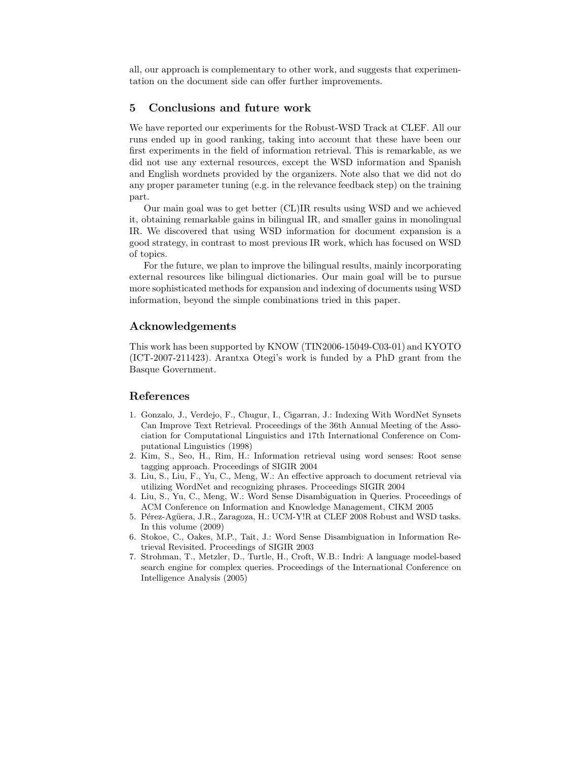all, our approach is complementary to other work, and suggests that experimentation on the document side can offer further improvements.

## 5 Conclusions and future work

We have reported our experiments for the Robust-WSD Track at CLEF. All our runs ended up in good ranking, taking into account that these have been our first experiments in the field of information retrieval. This is remarkable, as we did not use any external resources, except the WSD information and Spanish and English wordnets provided by the organizers. Note also that we did not do any proper parameter tuning (e.g. in the relevance feedback step) on the training part.

Our main goal was to get better (CL)IR results using WSD and we achieved it, obtaining remarkable gains in bilingual IR, and smaller gains in monolingual IR. We discovered that using WSD information for document expansion is a good strategy, in contrast to most previous IR work, which has focused on WSD of topics.

For the future, we plan to improve the bilingual results, mainly incorporating external resources like bilingual dictionaries. Our main goal will be to pursue more sophisticated methods for expansion and indexing of documents using WSD information, beyond the simple combinations tried in this paper.

## Acknowledgements

This work has been supported by KNOW (TIN2006-15049-C03-01) and KYOTO (ICT-2007-211423). Arantxa Otegi's work is funded by a PhD grant from the Basque Government.

## References

1. Gonzalo, J., Verdejo, F., Chugur, I., Cigarran, J.: Indexing With WordNet Synsets Can Improve Text Retrieval. Proceedings of the 36th Annual Meeting of the Association for Computational Linguistics and 17th International Conference on Computational Linguistics (1998)
2. Kim, S., Seo, H., Rim, H.: Information retrieval using word senses: Root sense tagging approach. Proceedings of SIGIR 2004
3. Liu, S., Liu, F., Yu, C., Meng, W.: An effective approach to document retrieval via utilizing WordNet and recognizing phrases. Proceedings SIGIR 2004
4. Liu, S., Yu, C., Meng, W.: Word Sense Disambiguation in Queries. Proceedings of ACM Conference on Information and Knowledge Management, CIKM 2005
5. Pérez-Agüera, J.R., Zaragoza, H.: UCM-Y!R at CLEF 2008 Robust and WSD tasks. In this volume (2009)
6. Stokoe, C., Oakes, M.P., Tait, J.: Word Sense Disambiguation in Information Retrieval Revisited. Proceedings of SIGIR 2003
7. Strohman, T., Metzler, D., Turtle, H., Croft, W.B.: Indri: A language model-based search engine for complex queries. Proceedings of the International Conference on Intelligence Analysis (2005)